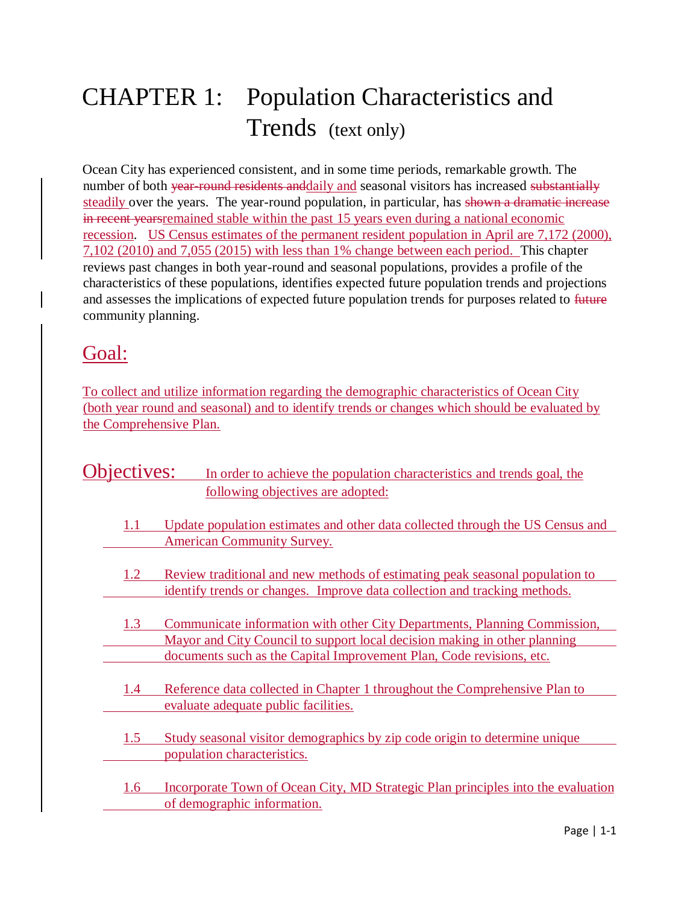# CHAPTER 1: Population Characteristics and Trends (text only)

Ocean City has experienced consistent, and in some time periods, remarkable growth. The number of both ~~year-round residents and~~daily and seasonal visitors has increased ~~substantially~~ steadily over the years. The year-round population, in particular, has ~~shown a dramatic increase in recent years~~remained stable within the past 15 years even during a national economic recession. US Census estimates of the permanent resident population in April are 7,172 (2000), 7,102 (2010) and 7,055 (2015) with less than 1% change between each period. This chapter reviews past changes in both year-round and seasonal populations, provides a profile of the characteristics of these populations, identifies expected future population trends and projections and assesses the implications of expected future population trends for purposes related to ~~future~~ community planning.

## Goal:

To collect and utilize information regarding the demographic characteristics of Ocean City (both year round and seasonal) and to identify trends or changes which should be evaluated by the Comprehensive Plan.

## Objectives:

In order to achieve the population characteristics and trends goal, the following objectives are adopted:

1.1 Update population estimates and other data collected through the US Census and American Community Survey.

1.2 Review traditional and new methods of estimating peak seasonal population to identify trends or changes. Improve data collection and tracking methods.

1.3 Communicate information with other City Departments, Planning Commission, Mayor and City Council to support local decision making in other planning documents such as the Capital Improvement Plan, Code revisions, etc.

1.4 Reference data collected in Chapter 1 throughout the Comprehensive Plan to evaluate adequate public facilities.

1.5 Study seasonal visitor demographics by zip code origin to determine unique population characteristics.

1.6 Incorporate Town of Ocean City, MD Strategic Plan principles into the evaluation of demographic information.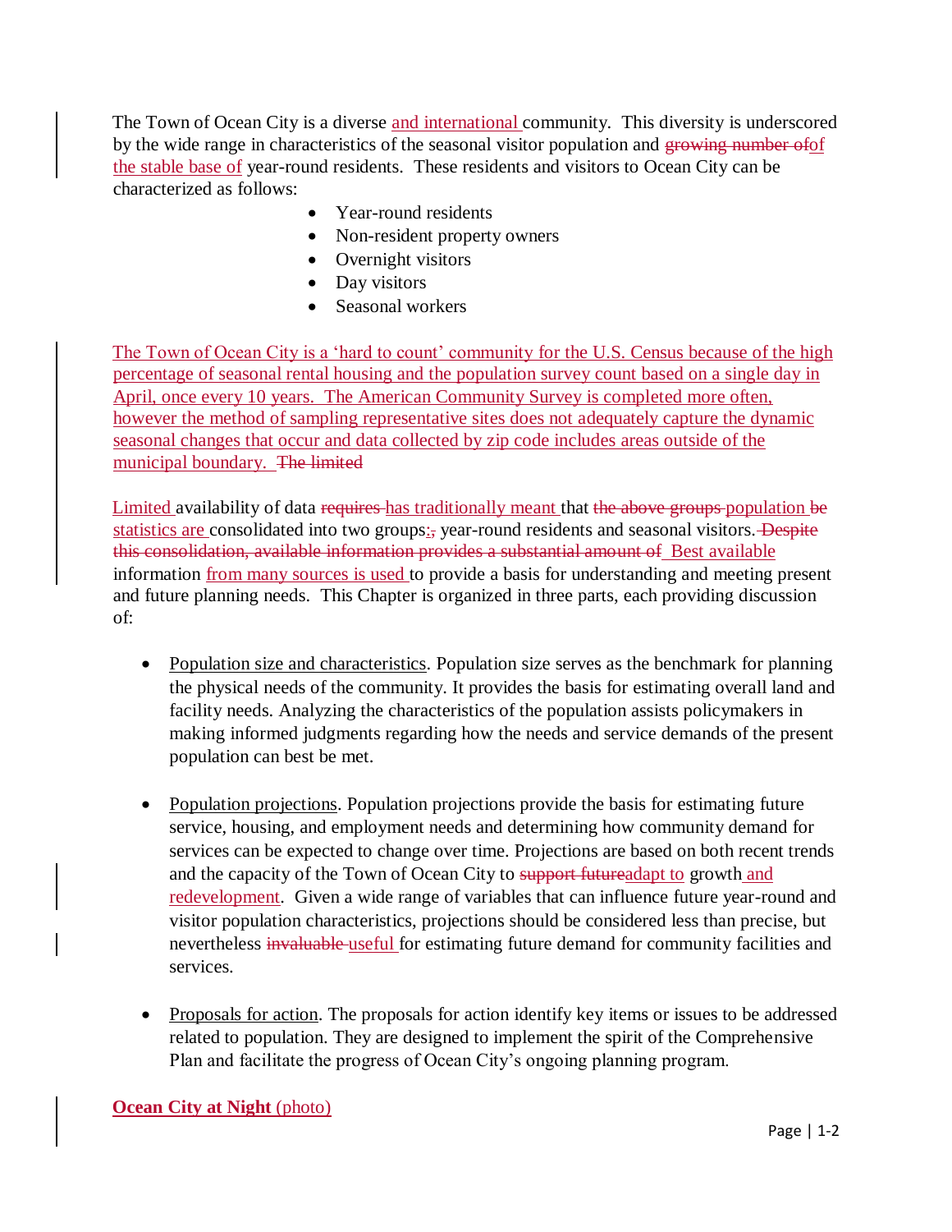The Town of Ocean City is a diverse and international community. This diversity is underscored by the wide range in characteristics of the seasonal visitor population and ~~growing number of~~of the stable base of year-round residents. These residents and visitors to Ocean City can be characterized as follows:

- Year-round residents
- Non-resident property owners
- Overnight visitors
- Day visitors
- Seasonal workers

The Town of Ocean City is a 'hard to count' community for the U.S. Census because of the high percentage of seasonal rental housing and the population survey count based on a single day in April, once every 10 years. The American Community Survey is completed more often, however the method of sampling representative sites does not adequately capture the dynamic seasonal changes that occur and data collected by zip code includes areas outside of the municipal boundary. ~~The limited~~

Limited availability of data ~~requires~~ has traditionally meant that ~~the above groups~~ population ~~be~~ statistics are consolidated into two groups:~~,~~ year-round residents and seasonal visitors. ~~Despite this consolidation, available information provides a substantial amount of~~ Best available information from many sources is used to provide a basis for understanding and meeting present and future planning needs. This Chapter is organized in three parts, each providing discussion of:

- Population size and characteristics. Population size serves as the benchmark for planning the physical needs of the community. It provides the basis for estimating overall land and facility needs. Analyzing the characteristics of the population assists policymakers in making informed judgments regarding how the needs and service demands of the present population can best be met.

- Population projections. Population projections provide the basis for estimating future service, housing, and employment needs and determining how community demand for services can be expected to change over time. Projections are based on both recent trends and the capacity of the Town of Ocean City to ~~support future~~adapt to growth and redevelopment. Given a wide range of variables that can influence future year-round and visitor population characteristics, projections should be considered less than precise, but nevertheless ~~invaluable~~ useful for estimating future demand for community facilities and services.

- Proposals for action. The proposals for action identify key items or issues to be addressed related to population. They are designed to implement the spirit of the Comprehensive Plan and facilitate the progress of Ocean City's ongoing planning program.

**Ocean City at Night** (photo)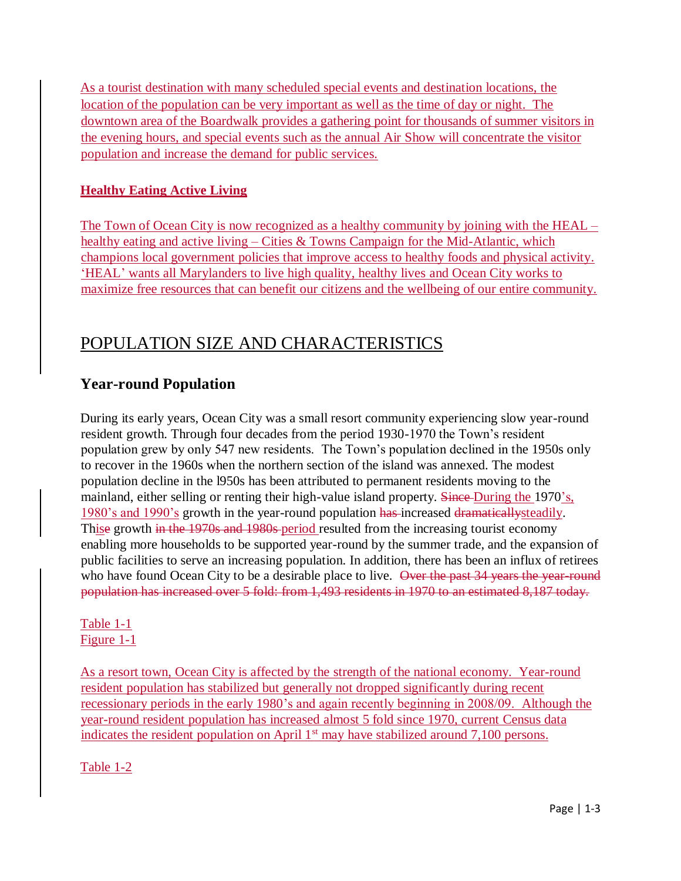As a tourist destination with many scheduled special events and destination locations, the location of the population can be very important as well as the time of day or night. The downtown area of the Boardwalk provides a gathering point for thousands of summer visitors in the evening hours, and special events such as the annual Air Show will concentrate the visitor population and increase the demand for public services.

**Healthy Eating Active Living**

The Town of Ocean City is now recognized as a healthy community by joining with the HEAL – healthy eating and active living – Cities & Towns Campaign for the Mid-Atlantic, which champions local government policies that improve access to healthy foods and physical activity. 'HEAL' wants all Marylanders to live high quality, healthy lives and Ocean City works to maximize free resources that can benefit our citizens and the wellbeing of our entire community.

# POPULATION SIZE AND CHARACTERISTICS

## Year-round Population

During its early years, Ocean City was a small resort community experiencing slow year-round resident growth. Through four decades from the period 1930-1970 the Town's resident population grew by only 547 new residents. The Town's population declined in the 1950s only to recover in the 1960s when the northern section of the island was annexed. The modest population decline in the l950s has been attributed to permanent residents moving to the mainland, either selling or renting their high-value island property. ~~Since~~ During the 1970's, 1980's and 1990's growth in the year-round population ~~has~~ increased ~~dramatically~~steadily. Th~~is~~e growth ~~in the 1970s and 1980s~~ period resulted from the increasing tourist economy enabling more households to be supported year-round by the summer trade, and the expansion of public facilities to serve an increasing population. In addition, there has been an influx of retirees who have found Ocean City to be a desirable place to live. ~~Over the past 34 years the year-round population has increased over 5 fold: from 1,493 residents in 1970 to an estimated 8,187 today.~~

Table 1-1
Figure 1-1

As a resort town, Ocean City is affected by the strength of the national economy. Year-round resident population has stabilized but generally not dropped significantly during recent recessionary periods in the early 1980's and again recently beginning in 2008/09. Although the year-round resident population has increased almost 5 fold since 1970, current Census data indicates the resident population on April 1st may have stabilized around 7,100 persons.

Table 1-2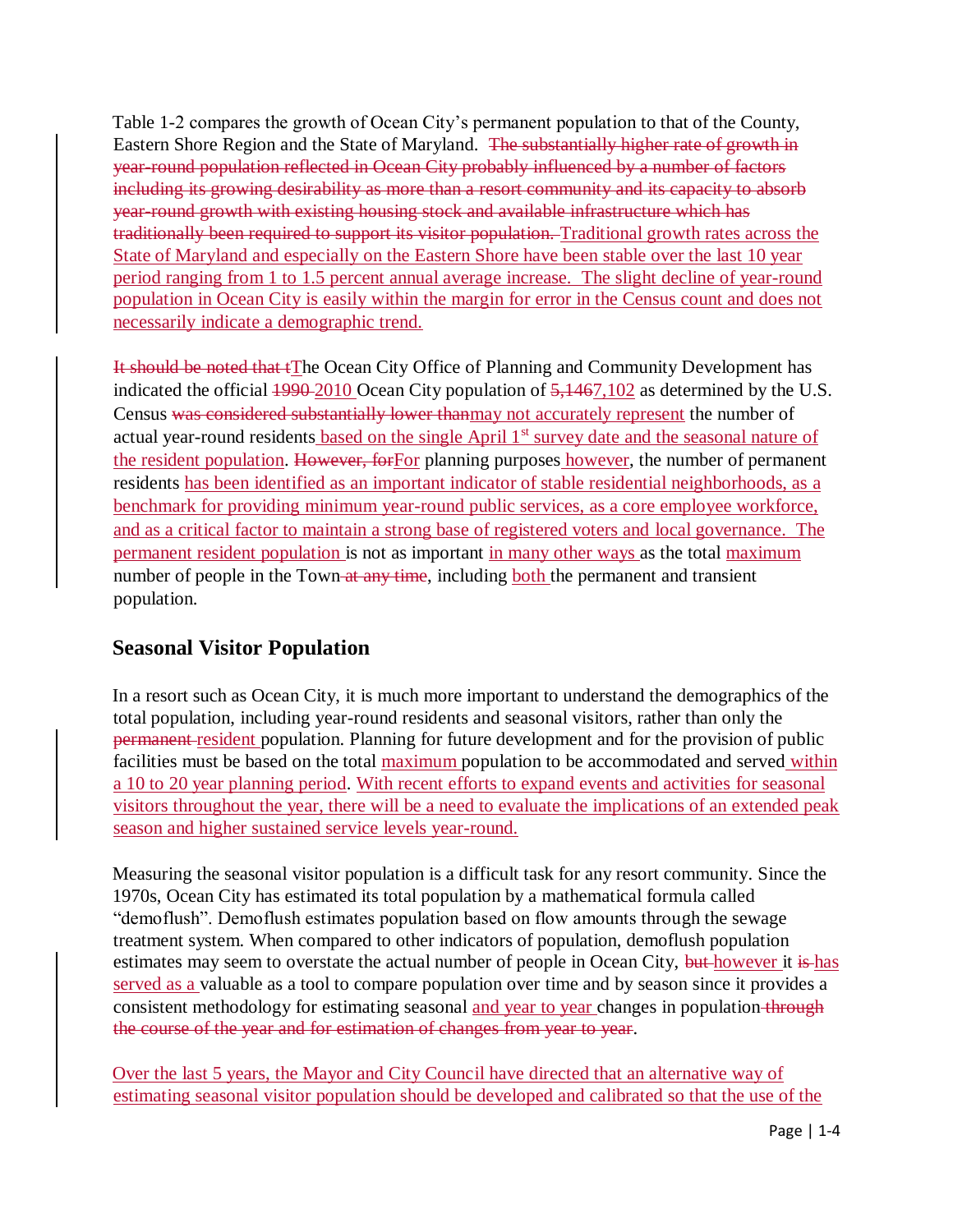Table 1-2 compares the growth of Ocean City's permanent population to that of the County, Eastern Shore Region and the State of Maryland. ~~The substantially higher rate of growth in year-round population reflected in Ocean City probably influenced by a number of factors including its growing desirability as more than a resort community and its capacity to absorb year-round growth with existing housing stock and available infrastructure which has traditionally been required to support its visitor population.~~ Traditional growth rates across the State of Maryland and especially on the Eastern Shore have been stable over the last 10 year period ranging from 1 to 1.5 percent annual average increase. The slight decline of year-round population in Ocean City is easily within the margin for error in the Census count and does not necessarily indicate a demographic trend.

~~It should be noted that t~~The Ocean City Office of Planning and Community Development has indicated the official ~~1990~~ 2010 Ocean City population of ~~5,146~~7,102 as determined by the U.S. Census ~~was considered substantially lower than~~may not accurately represent the number of actual year-round residents based on the single April 1st survey date and the seasonal nature of the resident population. ~~However, for~~For planning purposes however, the number of permanent residents has been identified as an important indicator of stable residential neighborhoods, as a benchmark for providing minimum year-round public services, as a core employee workforce, and as a critical factor to maintain a strong base of registered voters and local governance. The permanent resident population is not as important in many other ways as the total maximum number of people in the Town ~~at any time~~, including both the permanent and transient population.

## Seasonal Visitor Population

In a resort such as Ocean City, it is much more important to understand the demographics of the total population, including year-round residents and seasonal visitors, rather than only the ~~permanent~~ resident population. Planning for future development and for the provision of public facilities must be based on the total maximum population to be accommodated and served within a 10 to 20 year planning period. With recent efforts to expand events and activities for seasonal visitors throughout the year, there will be a need to evaluate the implications of an extended peak season and higher sustained service levels year-round.

Measuring the seasonal visitor population is a difficult task for any resort community. Since the 1970s, Ocean City has estimated its total population by a mathematical formula called "demoflush". Demoflush estimates population based on flow amounts through the sewage treatment system. When compared to other indicators of population, demoflush population estimates may seem to overstate the actual number of people in Ocean City, ~~but~~ however it ~~is~~ has served as a valuable as a tool to compare population over time and by season since it provides a consistent methodology for estimating seasonal and year to year changes in population ~~through the course of the year and for estimation of changes from year to year~~.

Over the last 5 years, the Mayor and City Council have directed that an alternative way of estimating seasonal visitor population should be developed and calibrated so that the use of the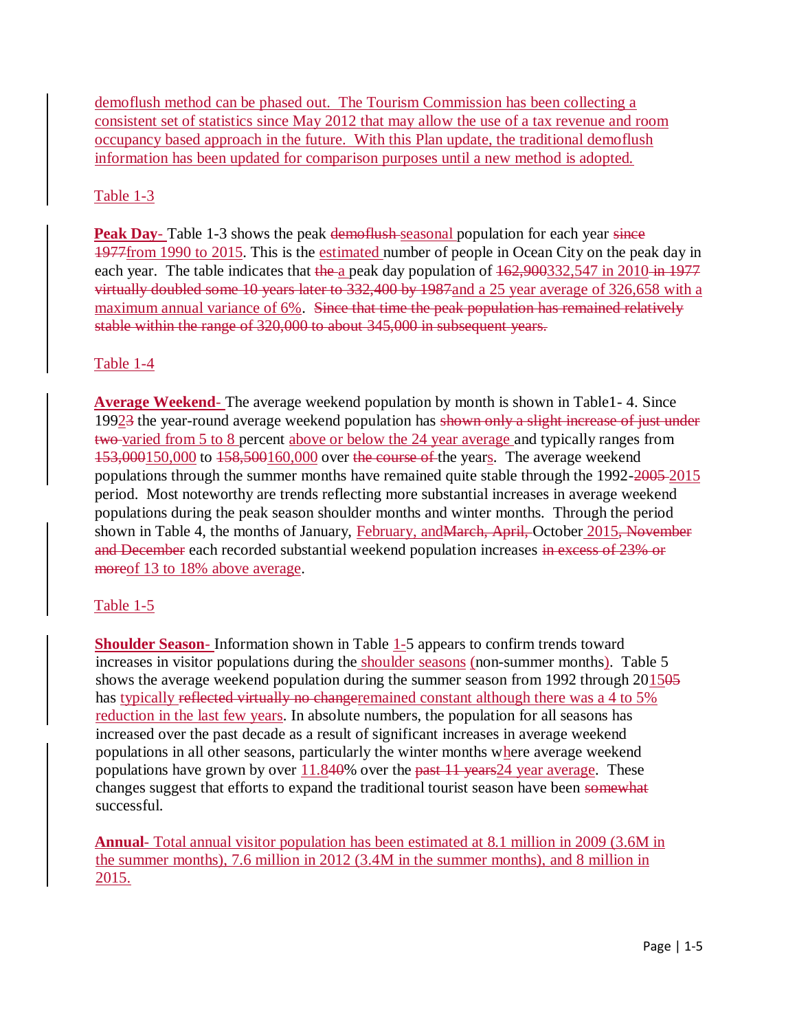demoflush method can be phased out. The Tourism Commission has been collecting a consistent set of statistics since May 2012 that may allow the use of a tax revenue and room occupancy based approach in the future. With this Plan update, the traditional demoflush information has been updated for comparison purposes until a new method is adopted.

Table 1-3

**Peak Day**- Table 1-3 shows the peak ~~demoflush~~ seasonal population for each year ~~since 1977~~from 1990 to 2015. This is the estimated number of people in Ocean City on the peak day in each year. The table indicates that ~~the~~ a peak day population of ~~162,900~~332,547 in 2010 ~~in 1977 virtually doubled some 10 years later to 332,400 by 1987~~and a 25 year average of 326,658 with a maximum annual variance of 6%. ~~Since that time the peak population has remained relatively stable within the range of 320,000 to about 345,000 in subsequent years.~~

Table 1-4

**Average Weekend**- The average weekend population by month is shown in Table1- 4. Since 1992~~3~~ the year-round average weekend population has ~~shown only a slight increase of just under two~~ varied from 5 to 8 percent above or below the 24 year average and typically ranges from ~~153,000~~150,000 to ~~158,500~~160,000 over ~~the course of~~ the years. The average weekend populations through the summer months have remained quite stable through the 1992-~~2005~~ 2015 period. Most noteworthy are trends reflecting more substantial increases in average weekend populations during the peak season shoulder months and winter months. Through the period shown in Table 4, the months of January, February, and~~March, April,~~ October 2015~~, November and December~~ each recorded substantial weekend population increases ~~in excess of 23% or more~~of 13 to 18% above average.

Table 1-5

**Shoulder Season**- Information shown in Table 1-5 appears to confirm trends toward increases in visitor populations during the shoulder seasons (non-summer months). Table 5 shows the average weekend population during the summer season from 1992 through 2015~~05~~ has typically ~~reflected virtually no change~~remained constant although there was a 4 to 5% reduction in the last few years. In absolute numbers, the population for all seasons has increased over the past decade as a result of significant increases in average weekend populations in all other seasons, particularly the winter months where average weekend populations have grown by over 11.8~~40~~% over the ~~past 11 years~~24 year average. These changes suggest that efforts to expand the traditional tourist season have been ~~somewhat~~ successful.

**Annual**- Total annual visitor population has been estimated at 8.1 million in 2009 (3.6M in the summer months), 7.6 million in 2012 (3.4M in the summer months), and 8 million in 2015.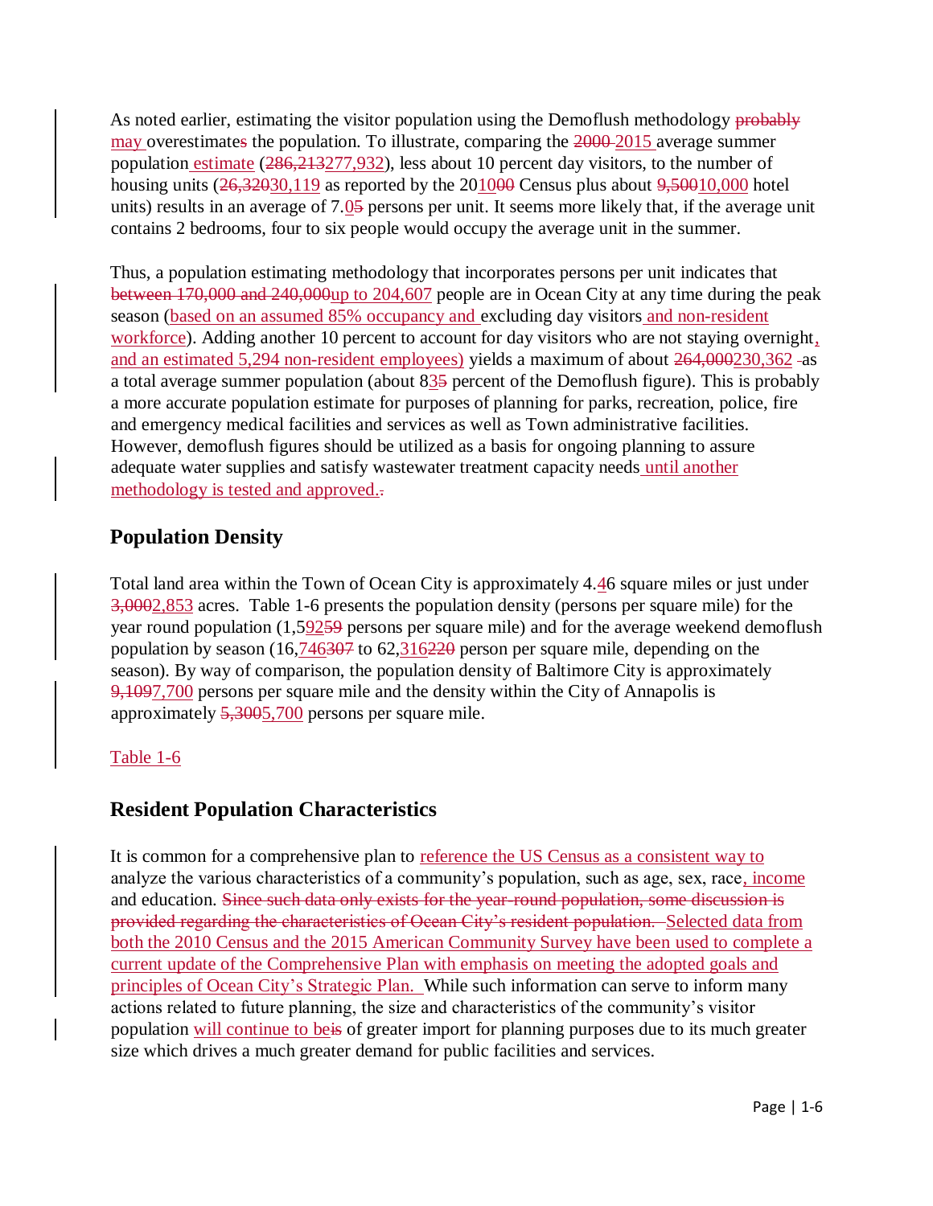As noted earlier, estimating the visitor population using the Demoflush methodology ~~probably~~ may overestimate~~s~~ the population. To illustrate, comparing the ~~2000~~ 2015 average summer population estimate (~~286,213~~277,932), less about 10 percent day visitors, to the number of housing units (~~26,320~~30,119 as reported by the 20~~00~~10 Census plus about ~~9,500~~10,000 hotel units) results in an average of 7.0~~5~~ persons per unit. It seems more likely that, if the average unit contains 2 bedrooms, four to six people would occupy the average unit in the summer.

Thus, a population estimating methodology that incorporates persons per unit indicates that ~~between 170,000 and 240,000~~up to 204,607 people are in Ocean City at any time during the peak season (based on an assumed 85% occupancy and excluding day visitors and non-resident workforce). Adding another 10 percent to account for day visitors who are not staying overnight, and an estimated 5,294 non-resident employees) yields a maximum of about ~~264,000~~230,362 as a total average summer population (about 8~~5~~3 percent of the Demoflush figure). This is probably a more accurate population estimate for purposes of planning for parks, recreation, police, fire and emergency medical facilities and services as well as Town administrative facilities. However, demoflush figures should be utilized as a basis for ongoing planning to assure adequate water supplies and satisfy wastewater treatment capacity needs until another methodology is tested and approved.~~.~~

## Population Density

Total land area within the Town of Ocean City is approximately 4.46 square miles or just under ~~3,000~~2,853 acres. Table 1-6 presents the population density (persons per square mile) for the year round population (1,5~~59~~92 persons per square mile) and for the average weekend demoflush population by season (16,~~307~~746 to 62,~~220~~316 person per square mile, depending on the season). By way of comparison, the population density of Baltimore City is approximately ~~9,109~~7,700 persons per square mile and the density within the City of Annapolis is approximately ~~5,300~~5,700 persons per square mile.

Table 1-6

## Resident Population Characteristics

It is common for a comprehensive plan to reference the US Census as a consistent way to analyze the various characteristics of a community's population, such as age, sex, race, income and education. ~~Since such data only exists for the year-round population, some discussion is provided regarding the characteristics of Ocean City's resident population.~~ Selected data from both the 2010 Census and the 2015 American Community Survey have been used to complete a current update of the Comprehensive Plan with emphasis on meeting the adopted goals and principles of Ocean City's Strategic Plan. While such information can serve to inform many actions related to future planning, the size and characteristics of the community's visitor population will continue to be~~is~~ of greater import for planning purposes due to its much greater size which drives a much greater demand for public facilities and services.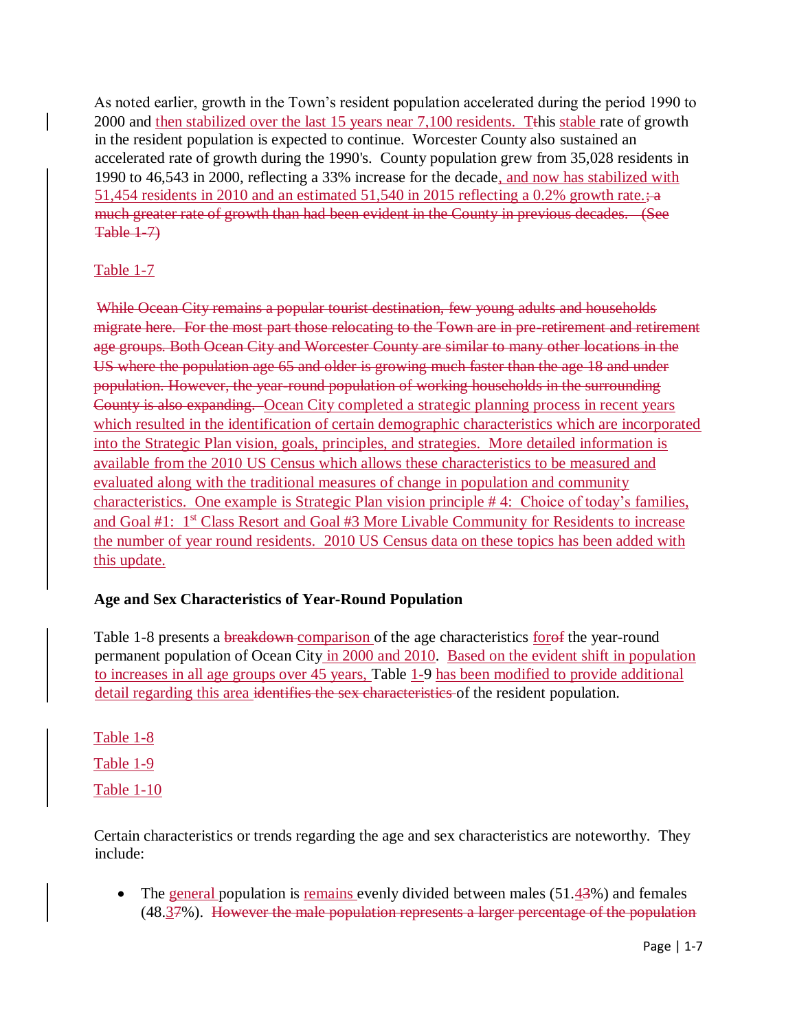As noted earlier, growth in the Town's resident population accelerated during the period 1990 to 2000 and then stabilized over the last 15 years near 7,100 residents. T~~t~~his stable rate of growth in the resident population is expected to continue. Worcester County also sustained an accelerated rate of growth during the 1990's. County population grew from 35,028 residents in 1990 to 46,543 in 2000, reflecting a 33% increase for the decade, and now has stabilized with 51,454 residents in 2010 and an estimated 51,540 in 2015 reflecting a 0.2% growth rate.~~; a much greater rate of growth than had been evident in the County in previous decades. (See Table 1-7)~~

Table 1-7

~~While Ocean City remains a popular tourist destination, few young adults and households migrate here. For the most part those relocating to the Town are in pre-retirement and retirement age groups. Both Ocean City and Worcester County are similar to many other locations in the US where the population age 65 and older is growing much faster than the age 18 and under population. However, the year-round population of working households in the surrounding County is also expanding.~~ Ocean City completed a strategic planning process in recent years which resulted in the identification of certain demographic characteristics which are incorporated into the Strategic Plan vision, goals, principles, and strategies. More detailed information is available from the 2010 US Census which allows these characteristics to be measured and evaluated along with the traditional measures of change in population and community characteristics. One example is Strategic Plan vision principle # 4: Choice of today's families, and Goal #1: 1st Class Resort and Goal #3 More Livable Community for Residents to increase the number of year round residents. 2010 US Census data on these topics has been added with this update.

**Age and Sex Characteristics of Year-Round Population**

Table 1-8 presents a ~~breakdown~~ comparison of the age characteristics for~~of~~ the year-round permanent population of Ocean City in 2000 and 2010. Based on the evident shift in population to increases in all age groups over 45 years, Table 1-9 has been modified to provide additional detail regarding this area ~~identifies the sex characteristics~~ of the resident population.

Table 1-8

Table 1-9

Table 1-10

Certain characteristics or trends regarding the age and sex characteristics are noteworthy. They include:

- The general population is remains evenly divided between males (51.4~~3~~%) and females (48.3~~7~~%). ~~However the male population represents a larger percentage of the population~~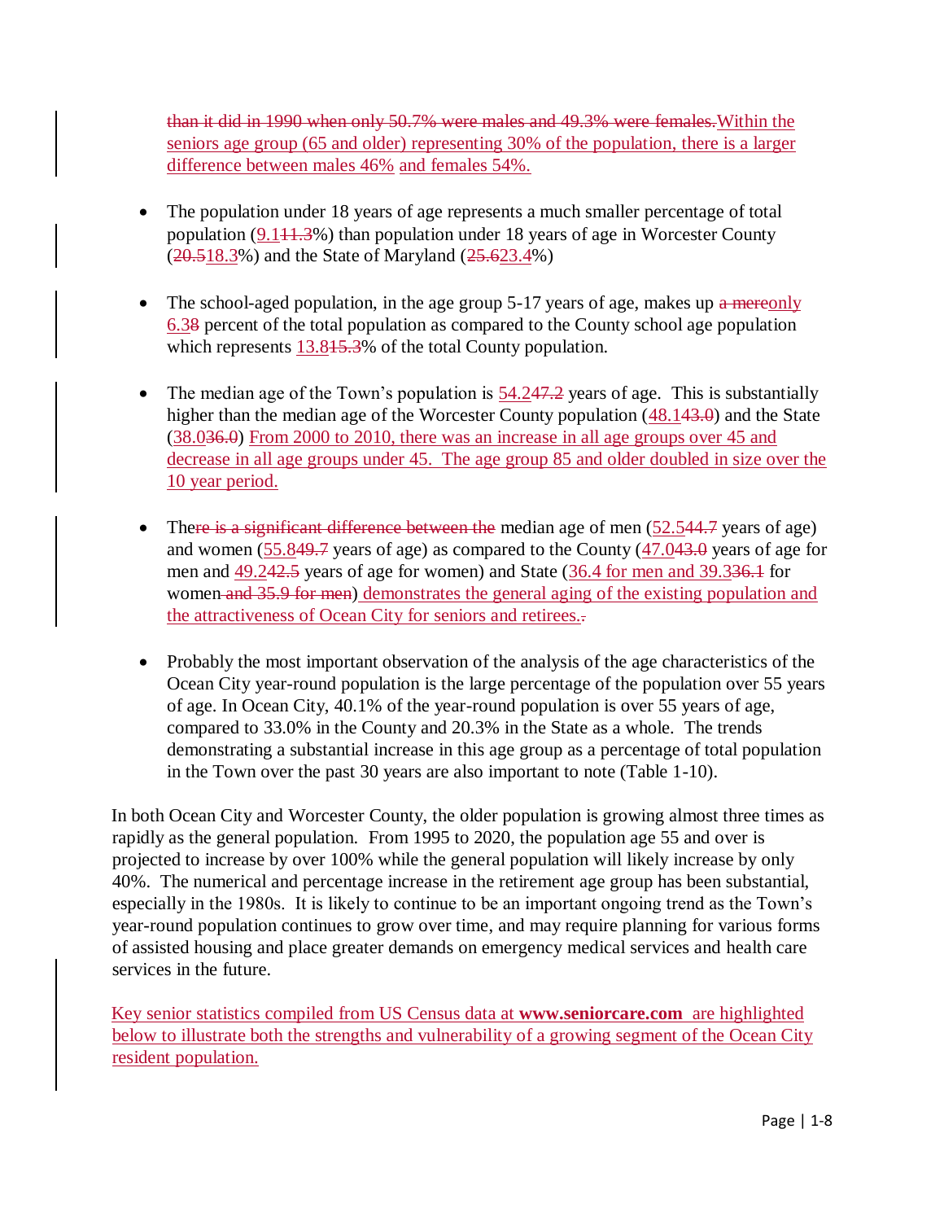~~than it did in 1990 when only 50.7% were males and 49.3% were females.~~Within the seniors age group (65 and older) representing 30% of the population, there is a larger difference between males 46% and females 54%.

- The population under 18 years of age represents a much smaller percentage of total population (9.1~~11.3~~%) than population under 18 years of age in Worcester County (~~20.5~~18.3%) and the State of Maryland (~~25.6~~23.4%)

- The school-aged population, in the age group 5-17 years of age, makes up ~~a mere~~only 6.3~~8~~ percent of the total population as compared to the County school age population which represents 13.8~~15.3~~% of the total County population.

- The median age of the Town's population is 54.2~~47.2~~ years of age. This is substantially higher than the median age of the Worcester County population (48.1~~43.0~~) and the State (38.0~~36.0~~) From 2000 to 2010, there was an increase in all age groups over 45 and decrease in all age groups under 45. The age group 85 and older doubled in size over the 10 year period.

- The~~re is a significant difference between the~~ median age of men (52.5~~44.7~~ years of age) and women (55.8~~49.7~~ years of age) as compared to the County (47.0~~43.0~~ years of age for men and 49.2~~42.5~~ years of age for women) and State (36.4 for men and 39.3~~36.1~~ for women~~ and 35.9 for men~~) demonstrates the general aging of the existing population and the attractiveness of Ocean City for seniors and retirees.~~.~~

- Probably the most important observation of the analysis of the age characteristics of the Ocean City year-round population is the large percentage of the population over 55 years of age. In Ocean City, 40.1% of the year-round population is over 55 years of age, compared to 33.0% in the County and 20.3% in the State as a whole. The trends demonstrating a substantial increase in this age group as a percentage of total population in the Town over the past 30 years are also important to note (Table 1-10).

In both Ocean City and Worcester County, the older population is growing almost three times as rapidly as the general population. From 1995 to 2020, the population age 55 and over is projected to increase by over 100% while the general population will likely increase by only 40%. The numerical and percentage increase in the retirement age group has been substantial, especially in the 1980s. It is likely to continue to be an important ongoing trend as the Town's year-round population continues to grow over time, and may require planning for various forms of assisted housing and place greater demands on emergency medical services and health care services in the future.

Key senior statistics compiled from US Census data at **www.seniorcare.com** are highlighted below to illustrate both the strengths and vulnerability of a growing segment of the Ocean City resident population.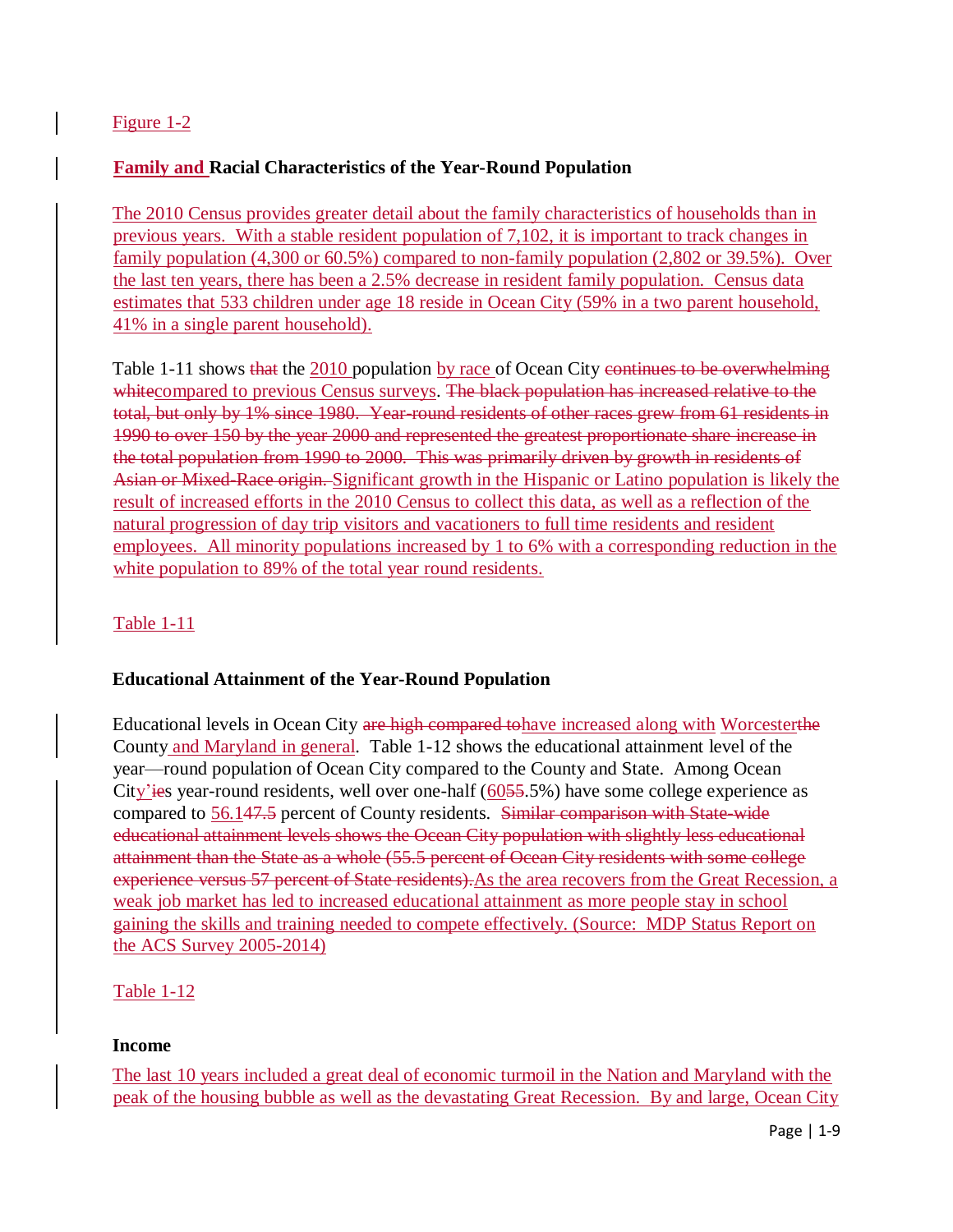Figure 1-2

**Family and Racial Characteristics of the Year-Round Population**

The 2010 Census provides greater detail about the family characteristics of households than in previous years. With a stable resident population of 7,102, it is important to track changes in family population (4,300 or 60.5%) compared to non-family population (2,802 or 39.5%). Over the last ten years, there has been a 2.5% decrease in resident family population. Census data estimates that 533 children under age 18 reside in Ocean City (59% in a two parent household, 41% in a single parent household).

Table 1-11 shows ~~that~~ the 2010 population by race of Ocean City ~~continues to be overwhelming white~~compared to previous Census surveys. ~~The black population has increased relative to the total, but only by 1% since 1980. Year-round residents of other races grew from 61 residents in 1990 to over 150 by the year 2000 and represented the greatest proportionate share increase in the total population from 1990 to 2000. This was primarily driven by growth in residents of Asian or Mixed-Race origin.~~ Significant growth in the Hispanic or Latino population is likely the result of increased efforts in the 2010 Census to collect this data, as well as a reflection of the natural progression of day trip visitors and vacationers to full time residents and resident employees. All minority populations increased by 1 to 6% with a corresponding reduction in the white population to 89% of the total year round residents.

Table 1-11

**Educational Attainment of the Year-Round Population**

Educational levels in Ocean City ~~are high compared to~~have increased along with Worcester~~the~~ County and Maryland in general. Table 1-12 shows the educational attainment level of the year—round population of Ocean City compared to the County and State. Among Ocean City'~~ie~~s year-round residents, well over one-half (60~~55~~.5%) have some college experience as compared to 56.1~~47.5~~ percent of County residents. ~~Similar comparison with State-wide educational attainment levels shows the Ocean City population with slightly less educational attainment than the State as a whole (55.5 percent of Ocean City residents with some college experience versus 57 percent of State residents).~~As the area recovers from the Great Recession, a weak job market has led to increased educational attainment as more people stay in school gaining the skills and training needed to compete effectively. (Source: MDP Status Report on the ACS Survey 2005-2014)

Table 1-12

**Income**

The last 10 years included a great deal of economic turmoil in the Nation and Maryland with the peak of the housing bubble as well as the devastating Great Recession. By and large, Ocean City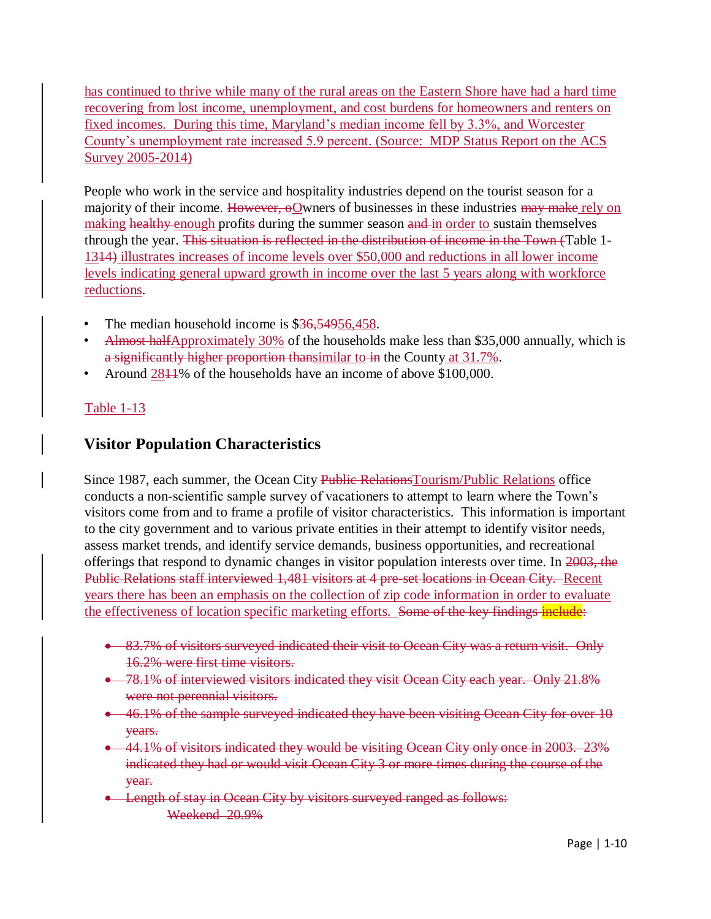has continued to thrive while many of the rural areas on the Eastern Shore have had a hard time recovering from lost income, unemployment, and cost burdens for homeowners and renters on fixed incomes. During this time, Maryland's median income fell by 3.3%, and Worcester County's unemployment rate increased 5.9 percent. (Source: MDP Status Report on the ACS Survey 2005-2014)

People who work in the service and hospitality industries depend on the tourist season for a majority of their income. ~~However, o~~Owners of businesses in these industries ~~may make~~ rely on making ~~healthy~~ enough profit~~s~~ during the summer season ~~and~~ in order to sustain themselves through the year. ~~This situation is reflected in the distribution of income in the Town (~~Table 1-13~~14~~) illustrates increases of income levels over $50,000 and reductions in all lower income levels indicating general upward growth in income over the last 5 years along with workforce reductions.

- The median household income is $~~36,549~~56,458.
- ~~Almost half~~Approximately 30% of the households make less than $35,000 annually, which is ~~a significantly higher proportion than~~similar to ~~in~~ the County at 31.7%.
- Around 28~~11~~% of the households have an income of above $100,000.

Table 1-13

## Visitor Population Characteristics

Since 1987, each summer, the Ocean City ~~Public Relations~~Tourism/Public Relations office conducts a non-scientific sample survey of vacationers to attempt to learn where the Town's visitors come from and to frame a profile of visitor characteristics. This information is important to the city government and to various private entities in their attempt to identify visitor needs, assess market trends, and identify service demands, business opportunities, and recreational offerings that respond to dynamic changes in visitor population interests over time. In ~~2003, the Public Relations staff interviewed 1,481 visitors at 4 pre-set locations in Ocean City.~~ Recent years there has been an emphasis on the collection of zip code information in order to evaluate the effectiveness of location specific marketing efforts. ~~Some of the key findings include:~~

- ~~83.7% of visitors surveyed indicated their visit to Ocean City was a return visit. Only 16.2% were first time visitors.~~
- ~~78.1% of interviewed visitors indicated they visit Ocean City each year. Only 21.8% were not perennial visitors.~~
- ~~46.1% of the sample surveyed indicated they have been visiting Ocean City for over 10 years.~~
- ~~44.1% of visitors indicated they would be visiting Ocean City only once in 2003. 23% indicated they had or would visit Ocean City 3 or more times during the course of the year.~~
- ~~Length of stay in Ocean City by visitors surveyed ranged as follows:~~
  ~~Weekend 20.9%~~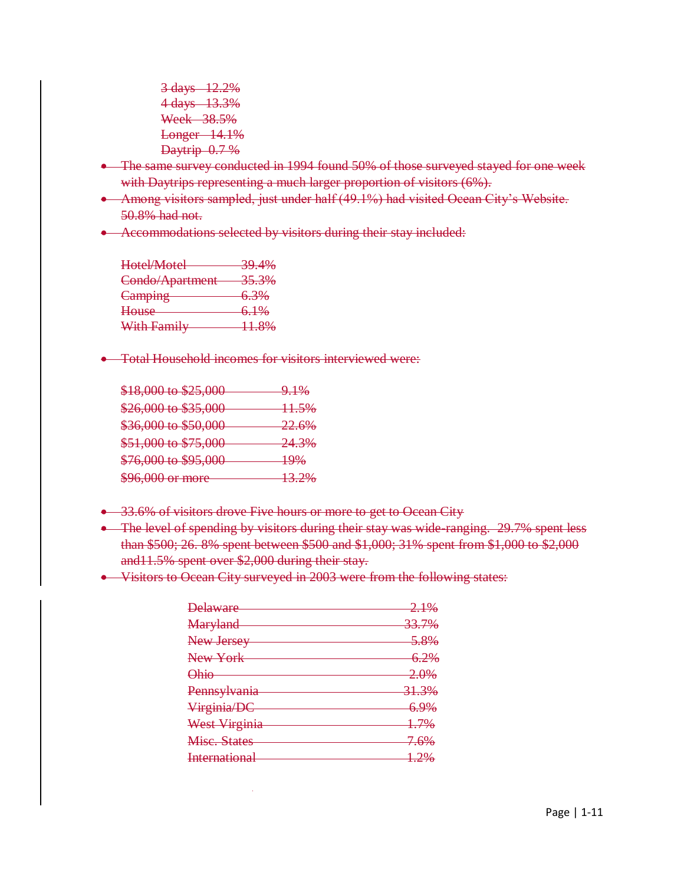3 days 12.2%
4 days 13.3%
Week 38.5%
Longer 14.1%
Daytrip 0.7 %

- The same survey conducted in 1994 found 50% of those surveyed stayed for one week with Daytrips representing a much larger proportion of visitors (6%).
- Among visitors sampled, just under half (49.1%) had visited Ocean City's Website. 50.8% had not.
- Accommodations selected by visitors during their stay included:

| | |
|---|---|
| Hotel/Motel | 39.4% |
| Condo/Apartment | 35.3% |
| Camping | 6.3% |
| House | 6.1% |
| With Family | 11.8% |

- Total Household incomes for visitors interviewed were:

| | |
|---|---|
| $18,000 to $25,000 | 9.1% |
| $26,000 to $35,000 | 11.5% |
| $36,000 to $50,000 | 22.6% |
| $51,000 to $75,000 | 24.3% |
| $76,000 to $95,000 | 19% |
| $96,000 or more | 13.2% |

- 33.6% of visitors drove Five hours or more to get to Ocean City
- The level of spending by visitors during their stay was wide-ranging. 29.7% spent less than $500; 26. 8% spent between $500 and $1,000; 31% spent from $1,000 to $2,000 and11.5% spent over $2,000 during their stay.
- Visitors to Ocean City surveyed in 2003 were from the following states:

| | |
|---|---|
| Delaware | 2.1% |
| Maryland | 33.7% |
| New Jersey | 5.8% |
| New York | 6.2% |
| Ohio | 2.0% |
| Pennsylvania | 31.3% |
| Virginia/DC | 6.9% |
| West Virginia | 1.7% |
| Misc. States | 7.6% |
| International | 1.2% |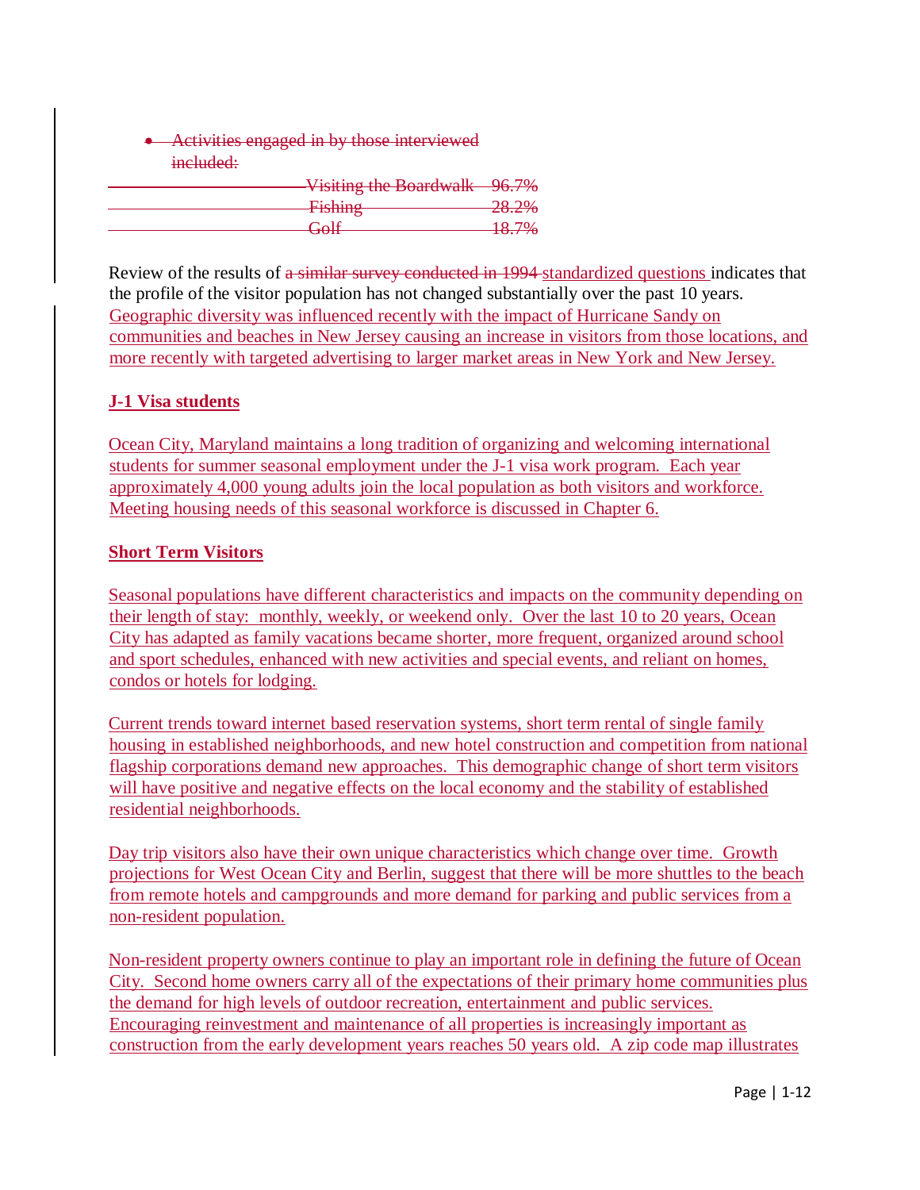- ~~Activities engaged in by those interviewed included:~~

| | |
|---|---|
| ~~Visiting the Boardwalk~~ | ~~96.7%~~ |
| ~~Fishing~~ | ~~28.2%~~ |
| ~~Golf~~ | ~~18.7%~~ |

Review of the results of ~~a similar survey conducted in 1994~~ standardized questions indicates that the profile of the visitor population has not changed substantially over the past 10 years. Geographic diversity was influenced recently with the impact of Hurricane Sandy on communities and beaches in New Jersey causing an increase in visitors from those locations, and more recently with targeted advertising to larger market areas in New York and New Jersey.

**J-1 Visa students**

Ocean City, Maryland maintains a long tradition of organizing and welcoming international students for summer seasonal employment under the J-1 visa work program. Each year approximately 4,000 young adults join the local population as both visitors and workforce. Meeting housing needs of this seasonal workforce is discussed in Chapter 6.

**Short Term Visitors**

Seasonal populations have different characteristics and impacts on the community depending on their length of stay: monthly, weekly, or weekend only. Over the last 10 to 20 years, Ocean City has adapted as family vacations became shorter, more frequent, organized around school and sport schedules, enhanced with new activities and special events, and reliant on homes, condos or hotels for lodging.

Current trends toward internet based reservation systems, short term rental of single family housing in established neighborhoods, and new hotel construction and competition from national flagship corporations demand new approaches. This demographic change of short term visitors will have positive and negative effects on the local economy and the stability of established residential neighborhoods.

Day trip visitors also have their own unique characteristics which change over time. Growth projections for West Ocean City and Berlin, suggest that there will be more shuttles to the beach from remote hotels and campgrounds and more demand for parking and public services from a non-resident population.

Non-resident property owners continue to play an important role in defining the future of Ocean City. Second home owners carry all of the expectations of their primary home communities plus the demand for high levels of outdoor recreation, entertainment and public services. Encouraging reinvestment and maintenance of all properties is increasingly important as construction from the early development years reaches 50 years old. A zip code map illustrates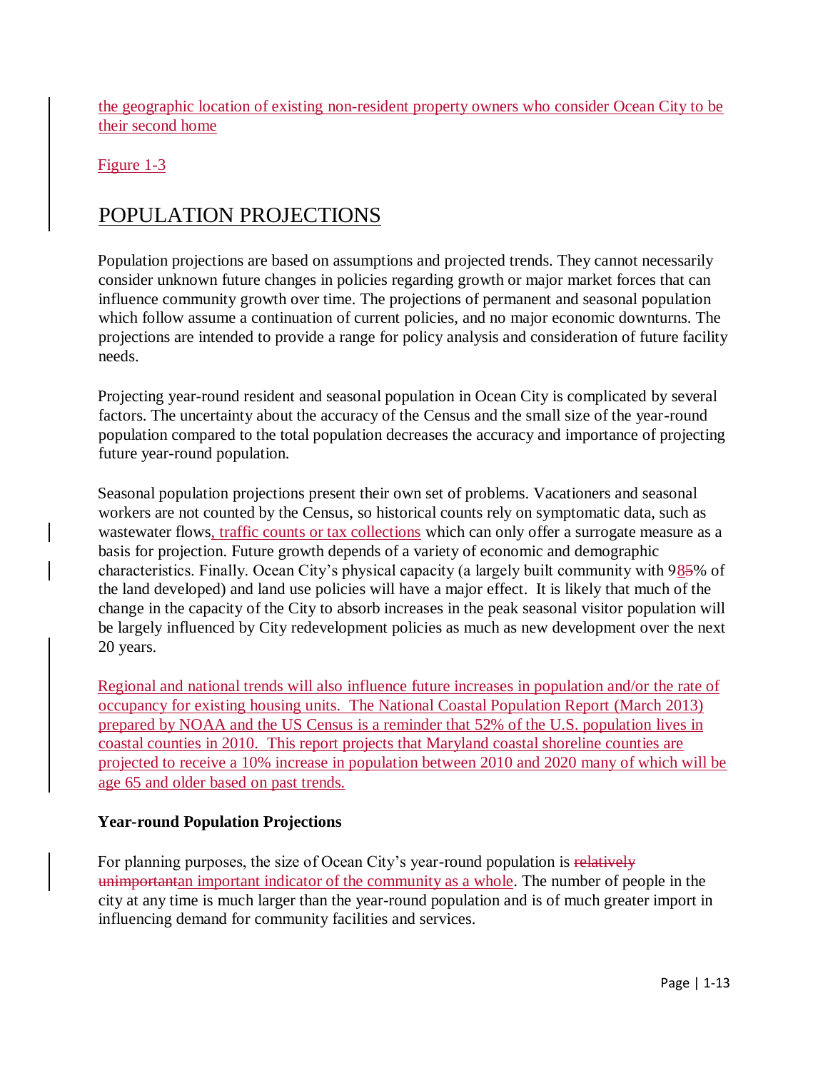the geographic location of existing non-resident property owners who consider Ocean City to be their second home

Figure 1-3

## POPULATION PROJECTIONS

Population projections are based on assumptions and projected trends. They cannot necessarily consider unknown future changes in policies regarding growth or major market forces that can influence community growth over time. The projections of permanent and seasonal population which follow assume a continuation of current policies, and no major economic downturns. The projections are intended to provide a range for policy analysis and consideration of future facility needs.

Projecting year-round resident and seasonal population in Ocean City is complicated by several factors. The uncertainty about the accuracy of the Census and the small size of the year-round population compared to the total population decreases the accuracy and importance of projecting future year-round population.

Seasonal population projections present their own set of problems. Vacationers and seasonal workers are not counted by the Census, so historical counts rely on symptomatic data, such as wastewater flows, traffic counts or tax collections which can only offer a surrogate measure as a basis for projection. Future growth depends of a variety of economic and demographic characteristics. Finally. Ocean City's physical capacity (a largely built community with 98~~5~~% of the land developed) and land use policies will have a major effect. It is likely that much of the change in the capacity of the City to absorb increases in the peak seasonal visitor population will be largely influenced by City redevelopment policies as much as new development over the next 20 years.

Regional and national trends will also influence future increases in population and/or the rate of occupancy for existing housing units. The National Coastal Population Report (March 2013) prepared by NOAA and the US Census is a reminder that 52% of the U.S. population lives in coastal counties in 2010. This report projects that Maryland coastal shoreline counties are projected to receive a 10% increase in population between 2010 and 2020 many of which will be age 65 and older based on past trends.

### Year-round Population Projections

For planning purposes, the size of Ocean City's year-round population is ~~relatively unimportant~~an important indicator of the community as a whole. The number of people in the city at any time is much larger than the year-round population and is of much greater import in influencing demand for community facilities and services.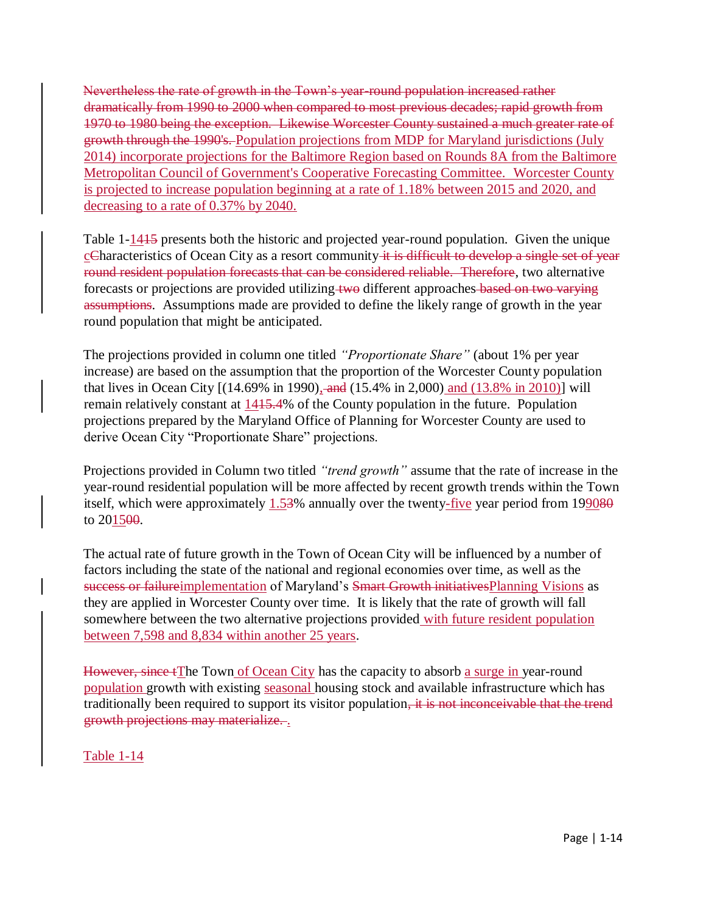~~Nevertheless the rate of growth in the Town's year-round population increased rather dramatically from 1990 to 2000 when compared to most previous decades; rapid growth from 1970 to 1980 being the exception. Likewise Worcester County sustained a much greater rate of growth through the 1990's.~~ Population projections from MDP for Maryland jurisdictions (July 2014) incorporate projections for the Baltimore Region based on Rounds 8A from the Baltimore Metropolitan Council of Government's Cooperative Forecasting Committee. Worcester County is projected to increase population beginning at a rate of 1.18% between 2015 and 2020, and decreasing to a rate of 0.37% by 2040.

Table 1-14~~15~~ presents both the historic and projected year-round population. Given the unique c~~C~~haracteristics of Ocean City as a resort community~~ it is difficult to develop a single set of year round resident population forecasts that can be considered reliable. Therefore~~, two alternative forecasts or projections are provided utilizing~~ two~~ different approaches~~ based on two varying assumptions~~. Assumptions made are provided to define the likely range of growth in the year round population that might be anticipated.

The projections provided in column one titled *"Proportionate Share"* (about 1% per year increase) are based on the assumption that the proportion of the Worcester County population that lives in Ocean City [(14.69% in 1990)~~, and~~ (15.4% in 2,000) and (13.8% in 2010)] will remain relatively constant at 14~~15.4~~% of the County population in the future. Population projections prepared by the Maryland Office of Planning for Worcester County are used to derive Ocean City "Proportionate Share" projections.

Projections provided in Column two titled *"trend growth"* assume that the rate of increase in the year-round residential population will be more affected by recent growth trends within the Town itself, which were approximately 1.5~~3~~% annually over the twenty-five year period from 1990~~80~~ to 2015~~00~~.

The actual rate of future growth in the Town of Ocean City will be influenced by a number of factors including the state of the national and regional economies over time, as well as the ~~success or failure~~implementation of Maryland's ~~Smart Growth initiatives~~Planning Visions as they are applied in Worcester County over time. It is likely that the rate of growth will fall somewhere between the two alternative projections provided with future resident population between 7,598 and 8,834 within another 25 years.

~~However, since t~~The Town of Ocean City has the capacity to absorb a surge in year-round population growth with existing seasonal housing stock and available infrastructure which has traditionally been required to support its visitor population~~, it is not inconceivable that the trend growth projections may materialize. ~~.

Table 1-14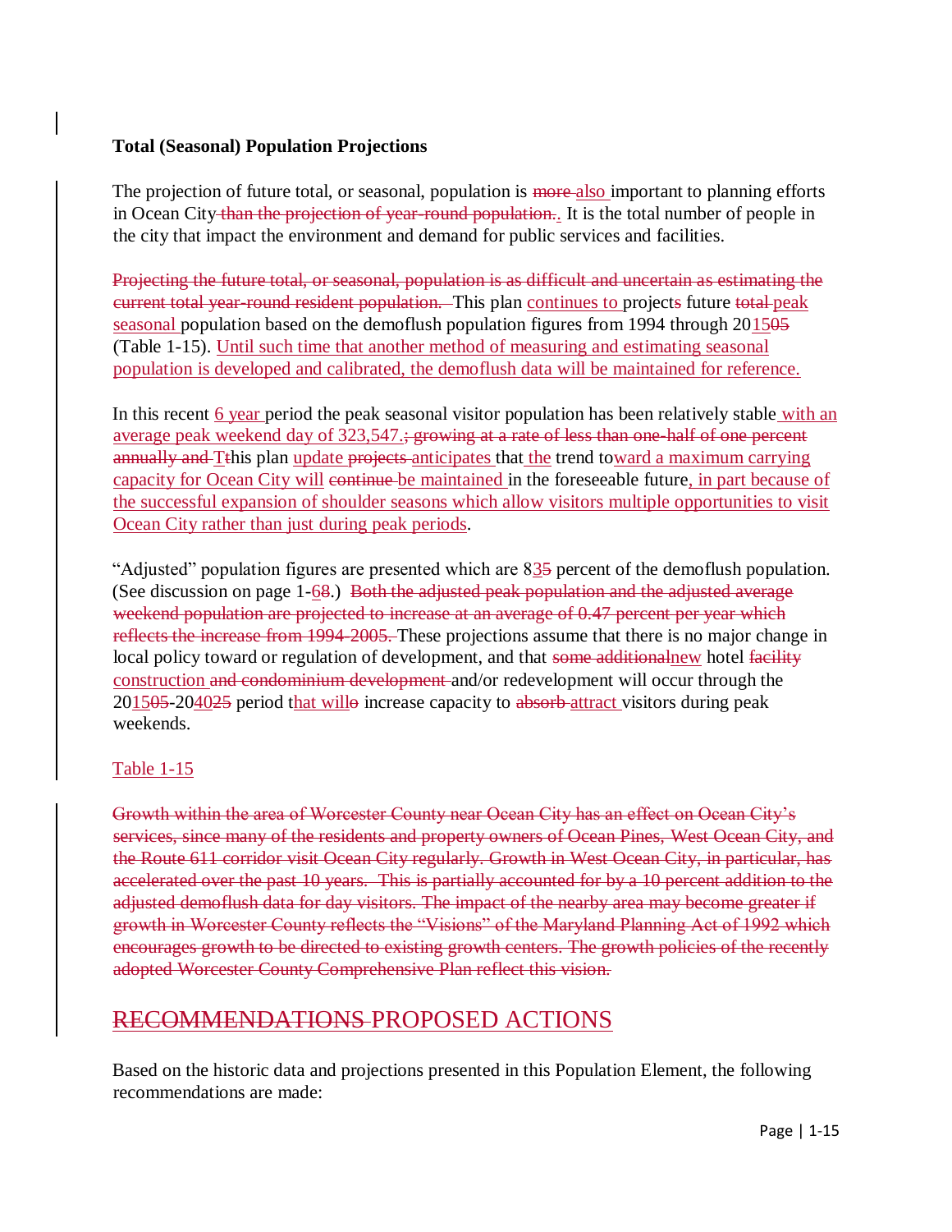**Total (Seasonal) Population Projections**

The projection of future total, or seasonal, population is ~~more~~ also important to planning efforts in Ocean City~~ than the projection of year-round population.~~. It is the total number of people in the city that impact the environment and demand for public services and facilities.

~~Projecting the future total, or seasonal, population is as difficult and uncertain as estimating the current total year-round resident population.~~ This plan continues to project~~s~~ future ~~total~~ peak seasonal population based on the demoflush population figures from 1994 through 2015~~05~~ (Table 1-15). Until such time that another method of measuring and estimating seasonal population is developed and calibrated, the demoflush data will be maintained for reference.

In this recent 6 year period the peak seasonal visitor population has been relatively stable with an average peak weekend day of 323,547.~~; growing at a rate of less than one-half of one percent annually and~~ T~~t~~his plan update ~~projects~~ anticipates that the trend toward a maximum carrying capacity for Ocean City will ~~continue~~ be maintained in the foreseeable future, in part because of the successful expansion of shoulder seasons which allow visitors multiple opportunities to visit Ocean City rather than just during peak periods.

“Adjusted” population figures are presented which are 83~~5~~ percent of the demoflush population. (See discussion on page 1-6~~8~~.) ~~Both the adjusted peak population and the adjusted average weekend population are projected to increase at an average of 0.47 percent per year which reflects the increase from 1994-2005.~~ These projections assume that there is no major change in local policy toward or regulation of development, and that ~~some additional~~new hotel ~~facility~~ construction ~~and condominium development~~ and/or redevelopment will occur through the 2015~~05~~-2040~~25~~ period that will~~o~~ increase capacity to ~~absorb~~ attract visitors during peak weekends.

Table 1-15

~~Growth within the area of Worcester County near Ocean City has an effect on Ocean City’s services, since many of the residents and property owners of Ocean Pines, West Ocean City, and the Route 611 corridor visit Ocean City regularly. Growth in West Ocean City, in particular, has accelerated over the past 10 years. This is partially accounted for by a 10 percent addition to the adjusted demoflush data for day visitors. The impact of the nearby area may become greater if growth in Worcester County reflects the “Visions” of the Maryland Planning Act of 1992 which encourages growth to be directed to existing growth centers. The growth policies of the recently adopted Worcester County Comprehensive Plan reflect this vision.~~

## ~~RECOMMENDATIONS~~ PROPOSED ACTIONS

Based on the historic data and projections presented in this Population Element, the following recommendations are made: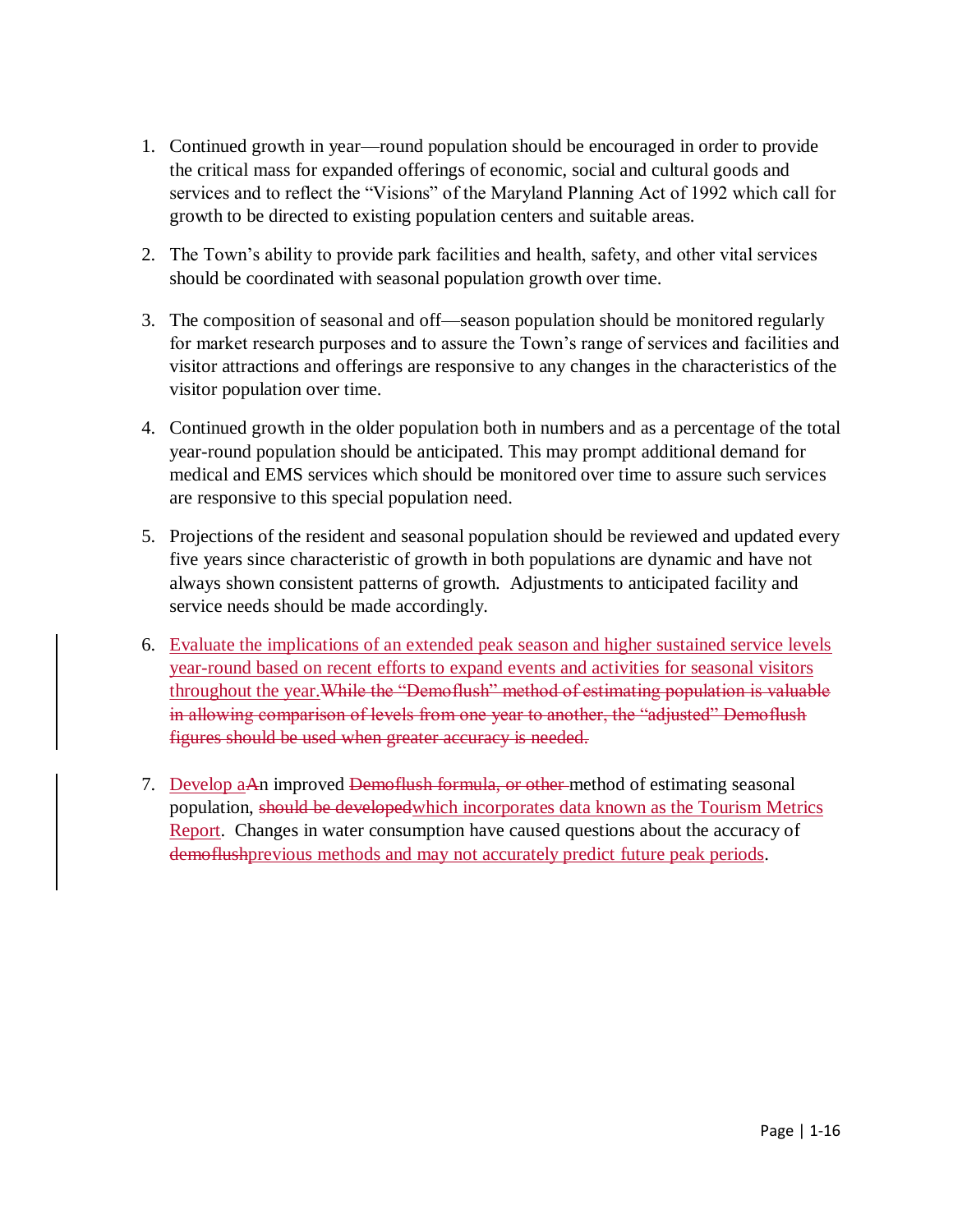1. Continued growth in year—round population should be encouraged in order to provide the critical mass for expanded offerings of economic, social and cultural goods and services and to reflect the "Visions" of the Maryland Planning Act of 1992 which call for growth to be directed to existing population centers and suitable areas.

2. The Town's ability to provide park facilities and health, safety, and other vital services should be coordinated with seasonal population growth over time.

3. The composition of seasonal and off—season population should be monitored regularly for market research purposes and to assure the Town's range of services and facilities and visitor attractions and offerings are responsive to any changes in the characteristics of the visitor population over time.

4. Continued growth in the older population both in numbers and as a percentage of the total year-round population should be anticipated. This may prompt additional demand for medical and EMS services which should be monitored over time to assure such services are responsive to this special population need.

5. Projections of the resident and seasonal population should be reviewed and updated every five years since characteristic of growth in both populations are dynamic and have not always shown consistent patterns of growth. Adjustments to anticipated facility and service needs should be made accordingly.

6. Evaluate the implications of an extended peak season and higher sustained service levels year-round based on recent efforts to expand events and activities for seasonal visitors throughout the year.~~While the "Demoflush" method of estimating population is valuable in allowing comparison of levels from one year to another, the "adjusted" Demoflush figures should be used when greater accuracy is needed.~~

7. Develop a~~A~~n improved ~~Demoflush formula, or other~~ method of estimating seasonal population, ~~should be developed~~which incorporates data known as the Tourism Metrics Report. Changes in water consumption have caused questions about the accuracy of ~~demoflush~~previous methods and may not accurately predict future peak periods.